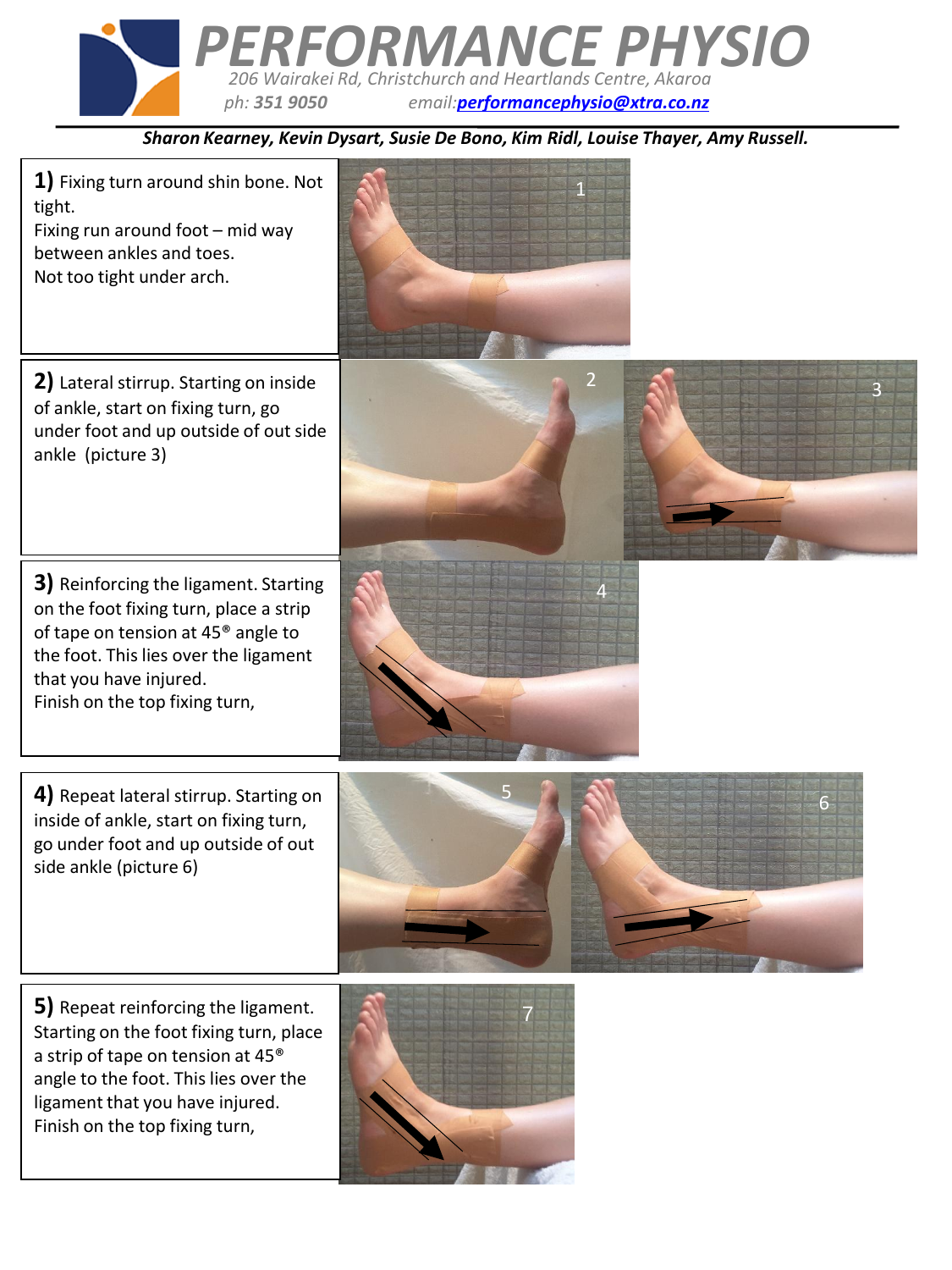# PERFORMANCE PHYSIO

*206 Wairakei Rd, Christchurch and Heartlands Centre, Akaroa*

*ph:* ***351 9050*** *email:*[***performancephysio@xtra.co.nz***](mailto:performancephysio@xtra.co.nz)

***Sharon Kearney, Kevin Dysart, Susie De Bono, Kim Ridl, Louise Thayer, Amy Russell.***

**1)** Fixing turn around shin bone. Not tight.
Fixing run around foot – mid way between ankles and toes.
Not too tight under arch.

**2)** Lateral stirrup. Starting on inside of ankle, start on fixing turn, go under foot and up outside of out side ankle (picture 3)

**3)** Reinforcing the ligament. Starting on the foot fixing turn, place a strip of tape on tension at 45® angle to the foot. This lies over the ligament that you have injured.
Finish on the top fixing turn,

**4)** Repeat lateral stirrup. Starting on inside of ankle, start on fixing turn, go under foot and up outside of out side ankle (picture 6)

**5)** Repeat reinforcing the ligament. Starting on the foot fixing turn, place a strip of tape on tension at 45® angle to the foot. This lies over the ligament that you have injured.
Finish on the top fixing turn,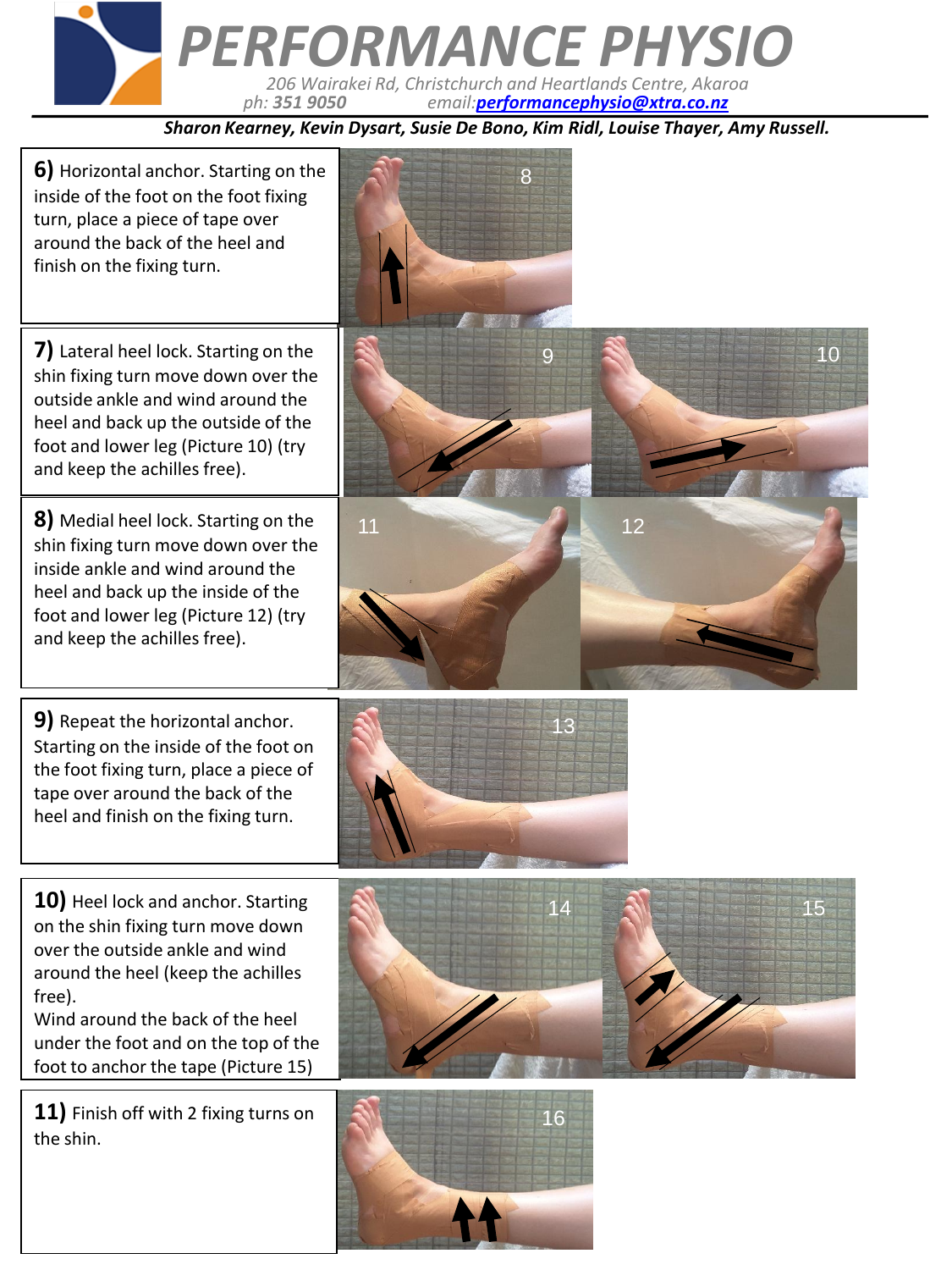# PERFORMANCE PHYSIO

*206 Wairakei Rd, Christchurch and Heartlands Centre, Akaroa*

*ph:* ***351 9050*** *email:*[***performancephysio@xtra.co.nz***](mailto:performancephysio@xtra.co.nz)

***Sharon Kearney, Kevin Dysart, Susie De Bono, Kim Ridl, Louise Thayer, Amy Russell.***

**6)** Horizontal anchor. Starting on the inside of the foot on the foot fixing turn, place a piece of tape over around the back of the heel and finish on the fixing turn.

8

**7)** Lateral heel lock. Starting on the shin fixing turn move down over the outside ankle and wind around the heel and back up the outside of the foot and lower leg (Picture 10) (try and keep the achilles free).

9

10

**8)** Medial heel lock. Starting on the shin fixing turn move down over the inside ankle and wind around the heel and back up the inside of the foot and lower leg (Picture 12) (try and keep the achilles free).

11

12

**9)** Repeat the horizontal anchor. Starting on the inside of the foot on the foot fixing turn, place a piece of tape over around the back of the heel and finish on the fixing turn.

13

**10)** Heel lock and anchor. Starting on the shin fixing turn move down over the outside ankle and wind around the heel (keep the achilles free).
Wind around the back of the heel under the foot and on the top of the foot to anchor the tape (Picture 15)

14

15

**11)** Finish off with 2 fixing turns on the shin.

16